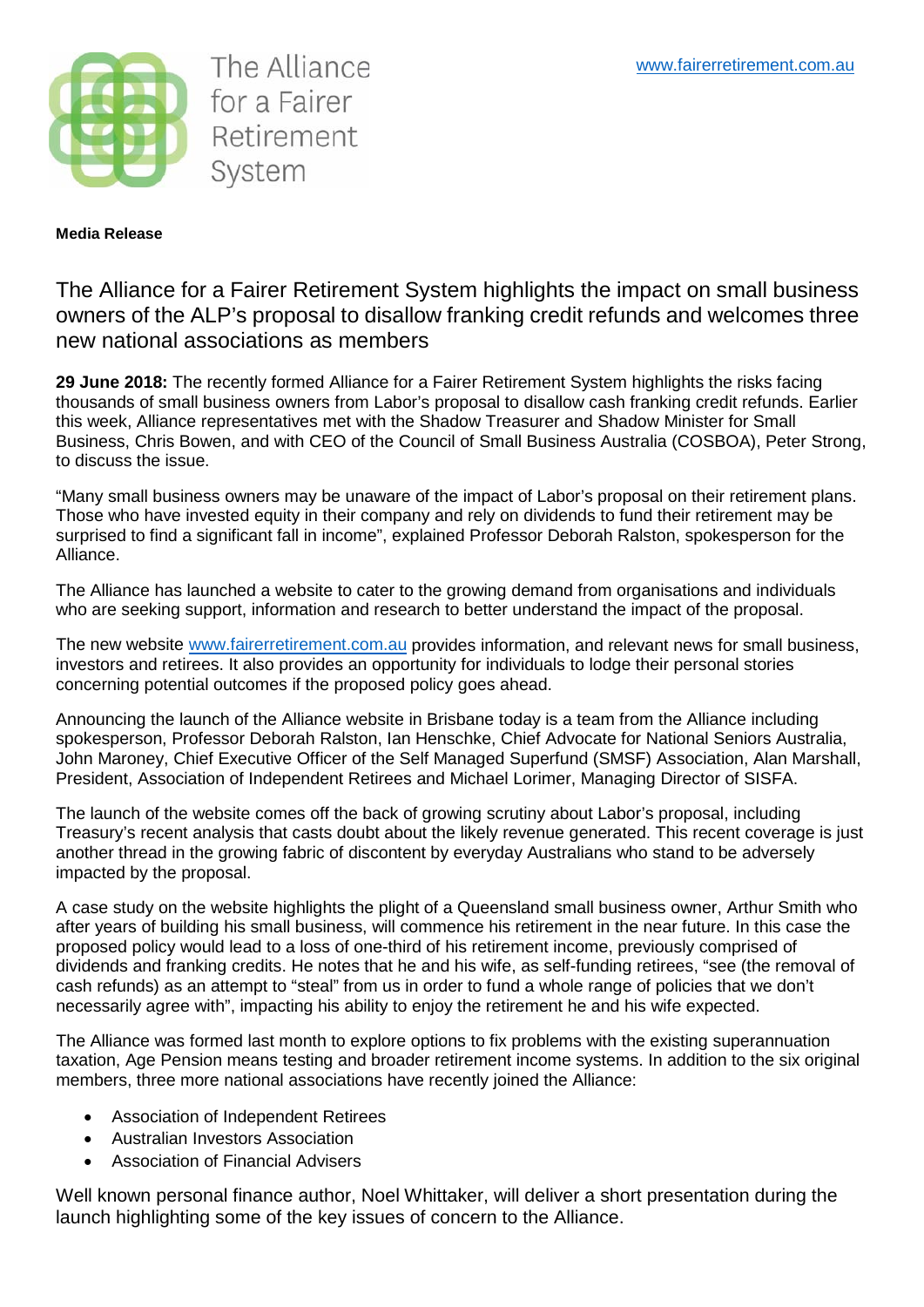The Alliance for a Fairer Retirement System

www.fairerretirement.com.au

**Media Release**

# The Alliance for a Fairer Retirement System highlights the impact on small business owners of the ALP's proposal to disallow franking credit refunds and welcomes three new national associations as members

**29 June 2018:** The recently formed Alliance for a Fairer Retirement System highlights the risks facing thousands of small business owners from Labor's proposal to disallow cash franking credit refunds. Earlier this week, Alliance representatives met with the Shadow Treasurer and Shadow Minister for Small Business, Chris Bowen, and with CEO of the Council of Small Business Australia (COSBOA), Peter Strong, to discuss the issue.

"Many small business owners may be unaware of the impact of Labor's proposal on their retirement plans. Those who have invested equity in their company and rely on dividends to fund their retirement may be surprised to find a significant fall in income", explained Professor Deborah Ralston, spokesperson for the Alliance.

The Alliance has launched a website to cater to the growing demand from organisations and individuals who are seeking support, information and research to better understand the impact of the proposal.

The new website www.fairerretirement.com.au provides information, and relevant news for small business, investors and retirees. It also provides an opportunity for individuals to lodge their personal stories concerning potential outcomes if the proposed policy goes ahead.

Announcing the launch of the Alliance website in Brisbane today is a team from the Alliance including spokesperson, Professor Deborah Ralston, Ian Henschke, Chief Advocate for National Seniors Australia, John Maroney, Chief Executive Officer of the Self Managed Superfund (SMSF) Association, Alan Marshall, President, Association of Independent Retirees and Michael Lorimer, Managing Director of SISFA.

The launch of the website comes off the back of growing scrutiny about Labor's proposal, including Treasury's recent analysis that casts doubt about the likely revenue generated. This recent coverage is just another thread in the growing fabric of discontent by everyday Australians who stand to be adversely impacted by the proposal.

A case study on the website highlights the plight of a Queensland small business owner, Arthur Smith who after years of building his small business, will commence his retirement in the near future. In this case the proposed policy would lead to a loss of one-third of his retirement income, previously comprised of dividends and franking credits. He notes that he and his wife, as self-funding retirees, "see (the removal of cash refunds) as an attempt to "steal" from us in order to fund a whole range of policies that we don't necessarily agree with", impacting his ability to enjoy the retirement he and his wife expected.

The Alliance was formed last month to explore options to fix problems with the existing superannuation taxation, Age Pension means testing and broader retirement income systems. In addition to the six original members, three more national associations have recently joined the Alliance:

- Association of Independent Retirees
- Australian Investors Association
- Association of Financial Advisers

Well known personal finance author, Noel Whittaker, will deliver a short presentation during the launch highlighting some of the key issues of concern to the Alliance.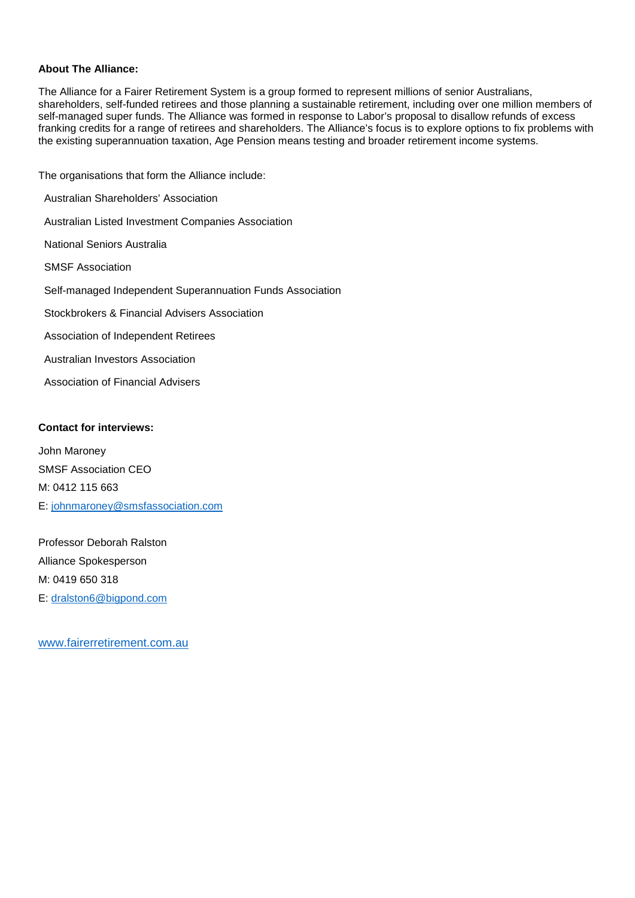**About The Alliance:**

The Alliance for a Fairer Retirement System is a group formed to represent millions of senior Australians, shareholders, self-funded retirees and those planning a sustainable retirement, including over one million members of self-managed super funds. The Alliance was formed in response to Labor's proposal to disallow refunds of excess franking credits for a range of retirees and shareholders. The Alliance's focus is to explore options to fix problems with the existing superannuation taxation, Age Pension means testing and broader retirement income systems.

The organisations that form the Alliance include:

- Australian Shareholders' Association
- Australian Listed Investment Companies Association
- National Seniors Australia
- SMSF Association
- Self-managed Independent Superannuation Funds Association
- Stockbrokers & Financial Advisers Association
- Association of Independent Retirees
- Australian Investors Association
- Association of Financial Advisers

**Contact for interviews:**

John Maroney
SMSF Association CEO
M: 0412 115 663
E: johnmaroney@smsfassociation.com

Professor Deborah Ralston
Alliance Spokesperson
M: 0419 650 318
E: dralston6@bigpond.com

www.fairerretirement.com.au